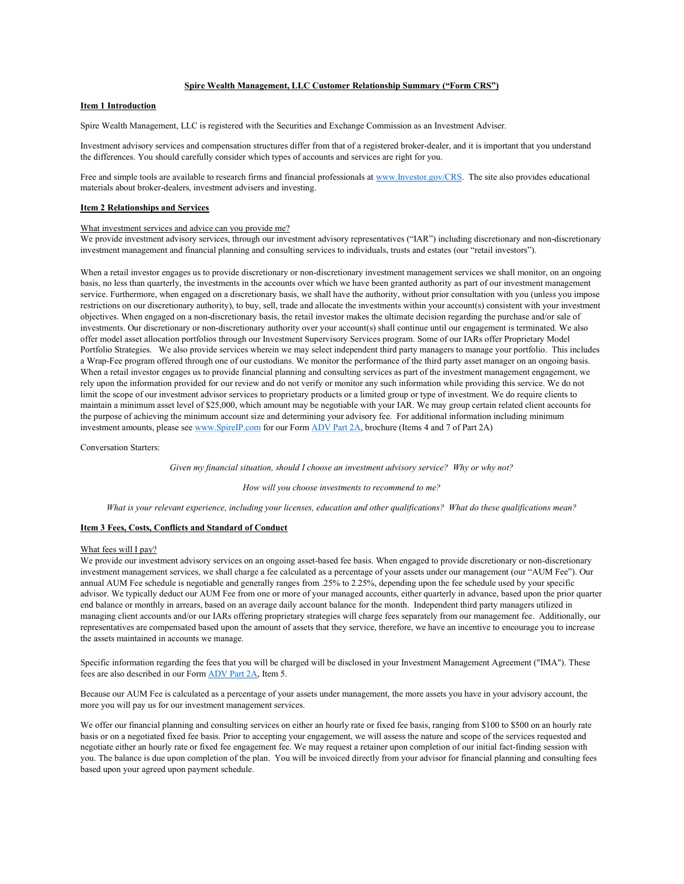# Spire Wealth Management, LLC Customer Relationship Summary (“Form CRS”)

## Item 1 Introduction

Spire Wealth Management, LLC is registered with the Securities and Exchange Commission as an Investment Adviser.

Investment advisory services and compensation structures differ from that of a registered broker-dealer, and it is important that you understand the differences. You should carefully consider which types of accounts and services are right for you.

Free and simple tools are available to research firms and financial professionals at [www.Investor.gov/CRS](http://www.Investor.gov/CRS). The site also provides educational materials about broker-dealers, investment advisers and investing.

## Item 2 Relationships and Services

### What investment services and advice can you provide me?

We provide investment advisory services, through our investment advisory representatives (“IAR”) including discretionary and non-discretionary investment management and financial planning and consulting services to individuals, trusts and estates (our “retail investors”).

When a retail investor engages us to provide discretionary or non-discretionary investment management services we shall monitor, on an ongoing basis, no less than quarterly, the investments in the accounts over which we have been granted authority as part of our investment management service. Furthermore, when engaged on a discretionary basis, we shall have the authority, without prior consultation with you (unless you impose restrictions on our discretionary authority), to buy, sell, trade and allocate the investments within your account(s) consistent with your investment objectives. When engaged on a non-discretionary basis, the retail investor makes the ultimate decision regarding the purchase and/or sale of investments. Our discretionary or non-discretionary authority over your account(s) shall continue until our engagement is terminated. We also offer model asset allocation portfolios through our Investment Supervisory Services program. Some of our IARs offer Proprietary Model Portfolio Strategies. We also provide services wherein we may select independent third party managers to manage your portfolio. This includes a Wrap-Fee program offered through one of our custodians. We monitor the performance of the third party asset manager on an ongoing basis. When a retail investor engages us to provide financial planning and consulting services as part of the investment management engagement, we rely upon the information provided for our review and do not verify or monitor any such information while providing this service. We do not limit the scope of our investment advisor services to proprietary products or a limited group or type of investment. We do require clients to maintain a minimum asset level of $25,000, which amount may be negotiable with your IAR. We may group certain related client accounts for the purpose of achieving the minimum account size and determining your advisory fee. For additional information including minimum investment amounts, please see [www.SpireIP.com](http://www.SpireIP.com) for our Form ADV Part 2A, brochure (Items 4 and 7 of Part 2A)

Conversation Starters:

*Given my financial situation, should I choose an investment advisory service? Why or why not?*

*How will you choose investments to recommend to me?*

*What is your relevant experience, including your licenses, education and other qualifications? What do these qualifications mean?*

## Item 3 Fees, Costs, Conflicts and Standard of Conduct

### What fees will I pay?

We provide our investment advisory services on an ongoing asset-based fee basis. When engaged to provide discretionary or non-discretionary investment management services, we shall charge a fee calculated as a percentage of your assets under our management (our “AUM Fee”). Our annual AUM Fee schedule is negotiable and generally ranges from .25% to 2.25%, depending upon the fee schedule used by your specific advisor. We typically deduct our AUM Fee from one or more of your managed accounts, either quarterly in advance, based upon the prior quarter end balance or monthly in arrears, based on an average daily account balance for the month. Independent third party managers utilized in managing client accounts and/or our IARs offering proprietary strategies will charge fees separately from our management fee. Additionally, our representatives are compensated based upon the amount of assets that they service, therefore, we have an incentive to encourage you to increase the assets maintained in accounts we manage.

Specific information regarding the fees that you will be charged will be disclosed in your Investment Management Agreement ("IMA"). These fees are also described in our Form ADV Part 2A, Item 5.

Because our AUM Fee is calculated as a percentage of your assets under management, the more assets you have in your advisory account, the more you will pay us for our investment management services.

We offer our financial planning and consulting services on either an hourly rate or fixed fee basis, ranging from $100 to $500 on an hourly rate basis or on a negotiated fixed fee basis. Prior to accepting your engagement, we will assess the nature and scope of the services requested and negotiate either an hourly rate or fixed fee engagement fee. We may request a retainer upon completion of our initial fact-finding session with you. The balance is due upon completion of the plan. You will be invoiced directly from your advisor for financial planning and consulting fees based upon your agreed upon payment schedule.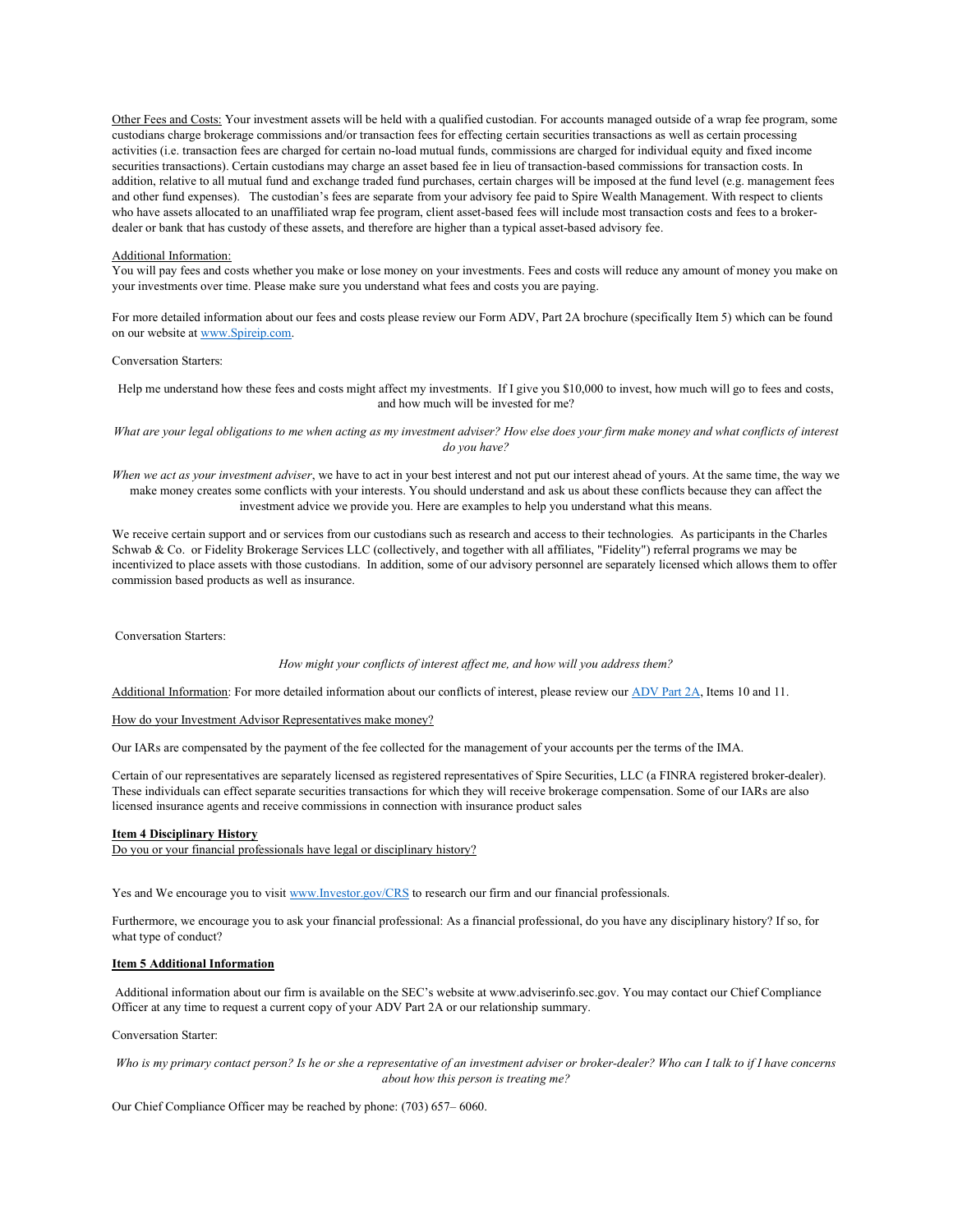Other Fees and Costs: Your investment assets will be held with a qualified custodian. For accounts managed outside of a wrap fee program, some custodians charge brokerage commissions and/or transaction fees for effecting certain securities transactions as well as certain processing activities (i.e. transaction fees are charged for certain no-load mutual funds, commissions are charged for individual equity and fixed income securities transactions). Certain custodians may charge an asset based fee in lieu of transaction-based commissions for transaction costs. In addition, relative to all mutual fund and exchange traded fund purchases, certain charges will be imposed at the fund level (e.g. management fees and other fund expenses). The custodian's fees are separate from your advisory fee paid to Spire Wealth Management. With respect to clients who have assets allocated to an unaffiliated wrap fee program, client asset-based fees will include most transaction costs and fees to a broker-dealer or bank that has custody of these assets, and therefore are higher than a typical asset-based advisory fee.

Additional Information:

You will pay fees and costs whether you make or lose money on your investments. Fees and costs will reduce any amount of money you make on your investments over time. Please make sure you understand what fees and costs you are paying.

For more detailed information about our fees and costs please review our Form ADV, Part 2A brochure (specifically Item 5) which can be found on our website at www.Spireip.com.

Conversation Starters:

Help me understand how these fees and costs might affect my investments. If I give you $10,000 to invest, how much will go to fees and costs, and how much will be invested for me?

*What are your legal obligations to me when acting as my investment adviser? How else does your firm make money and what conflicts of interest do you have?*

*When we act as your investment adviser*, we have to act in your best interest and not put our interest ahead of yours. At the same time, the way we make money creates some conflicts with your interests. You should understand and ask us about these conflicts because they can affect the investment advice we provide you. Here are examples to help you understand what this means.

We receive certain support and or services from our custodians such as research and access to their technologies. As participants in the Charles Schwab & Co. or Fidelity Brokerage Services LLC (collectively, and together with all affiliates, "Fidelity") referral programs we may be incentivized to place assets with those custodians. In addition, some of our advisory personnel are separately licensed which allows them to offer commission based products as well as insurance.

Conversation Starters:

*How might your conflicts of interest affect me, and how will you address them?*

Additional Information: For more detailed information about our conflicts of interest, please review our ADV Part 2A, Items 10 and 11.

How do your Investment Advisor Representatives make money?

Our IARs are compensated by the payment of the fee collected for the management of your accounts per the terms of the IMA.

Certain of our representatives are separately licensed as registered representatives of Spire Securities, LLC (a FINRA registered broker-dealer). These individuals can effect separate securities transactions for which they will receive brokerage compensation. Some of our IARs are also licensed insurance agents and receive commissions in connection with insurance product sales

**Item 4 Disciplinary History**

Do you or your financial professionals have legal or disciplinary history?

Yes and We encourage you to visit www.Investor.gov/CRS to research our firm and our financial professionals.

Furthermore, we encourage you to ask your financial professional: As a financial professional, do you have any disciplinary history? If so, for what type of conduct?

**Item 5 Additional Information**

Additional information about our firm is available on the SEC's website at www.adviserinfo.sec.gov. You may contact our Chief Compliance Officer at any time to request a current copy of your ADV Part 2A or our relationship summary.

Conversation Starter:

*Who is my primary contact person? Is he or she a representative of an investment adviser or broker-dealer? Who can I talk to if I have concerns about how this person is treating me?*

Our Chief Compliance Officer may be reached by phone: (703) 657– 6060.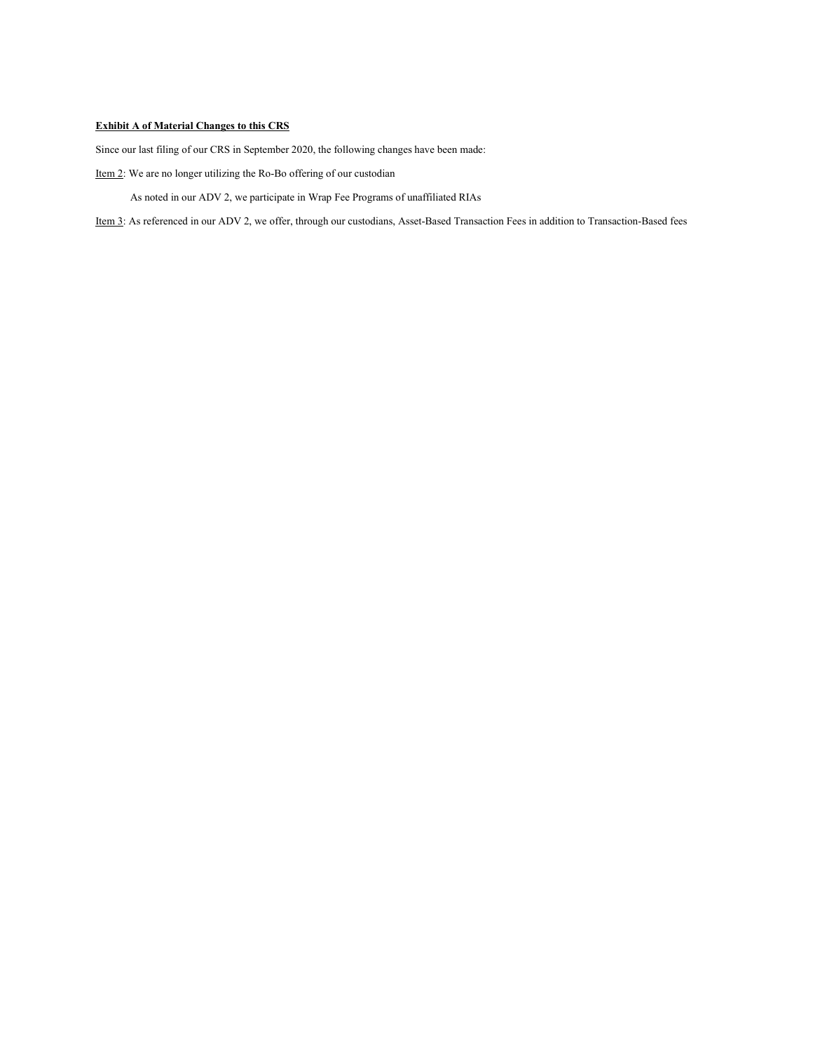**<u>Exhibit A of Material Changes to this CRS</u>**

Since our last filing of our CRS in September 2020, the following changes have been made:

<u>Item 2</u>: We are no longer utilizing the Ro-Bo offering of our custodian

As noted in our ADV 2, we participate in Wrap Fee Programs of unaffiliated RIAs

<u>Item 3</u>: As referenced in our ADV 2, we offer, through our custodians, Asset-Based Transaction Fees in addition to Transaction-Based fees